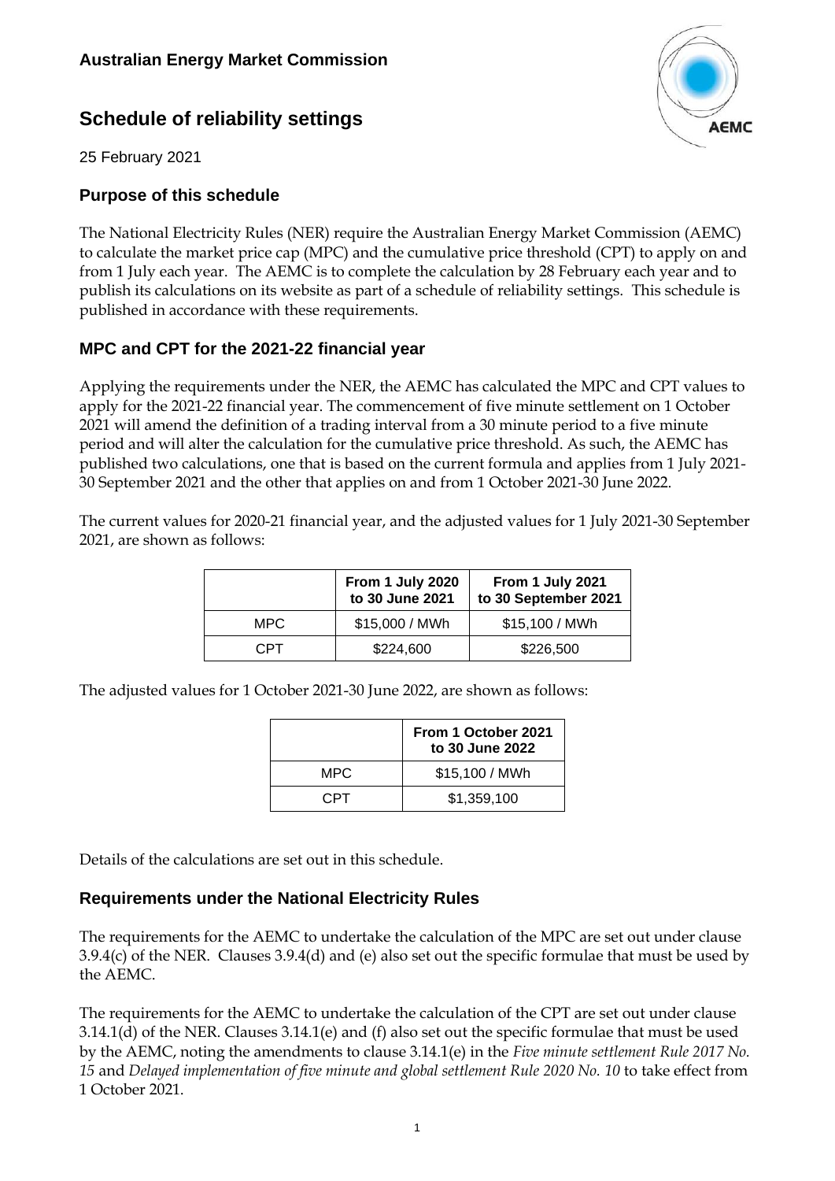**Australian Energy Market Commission**

# Schedule of reliability settings

25 February 2021

## Purpose of this schedule

The National Electricity Rules (NER) require the Australian Energy Market Commission (AEMC) to calculate the market price cap (MPC) and the cumulative price threshold (CPT) to apply on and from 1 July each year. The AEMC is to complete the calculation by 28 February each year and to publish its calculations on its website as part of a schedule of reliability settings. This schedule is published in accordance with these requirements.

## MPC and CPT for the 2021-22 financial year

Applying the requirements under the NER, the AEMC has calculated the MPC and CPT values to apply for the 2021-22 financial year. The commencement of five minute settlement on 1 October 2021 will amend the definition of a trading interval from a 30 minute period to a five minute period and will alter the calculation for the cumulative price threshold. As such, the AEMC has published two calculations, one that is based on the current formula and applies from 1 July 2021-30 September 2021 and the other that applies on and from 1 October 2021-30 June 2022.

The current values for 2020-21 financial year, and the adjusted values for 1 July 2021-30 September 2021, are shown as follows:

| | From 1 July 2020 to 30 June 2021 | From 1 July 2021 to 30 September 2021 |
|---|---|---|
| MPC | $15,000 / MWh | $15,100 / MWh |
| CPT | $224,600 | $226,500 |

The adjusted values for 1 October 2021-30 June 2022, are shown as follows:

| | From 1 October 2021 to 30 June 2022 |
|---|---|
| MPC | $15,100 / MWh |
| CPT | $1,359,100 |

Details of the calculations are set out in this schedule.

## Requirements under the National Electricity Rules

The requirements for the AEMC to undertake the calculation of the MPC are set out under clause 3.9.4(c) of the NER. Clauses 3.9.4(d) and (e) also set out the specific formulae that must be used by the AEMC.

The requirements for the AEMC to undertake the calculation of the CPT are set out under clause 3.14.1(d) of the NER. Clauses 3.14.1(e) and (f) also set out the specific formulae that must be used by the AEMC, noting the amendments to clause 3.14.1(e) in the *Five minute settlement Rule 2017 No. 15* and *Delayed implementation of five minute and global settlement Rule 2020 No. 10* to take effect from 1 October 2021.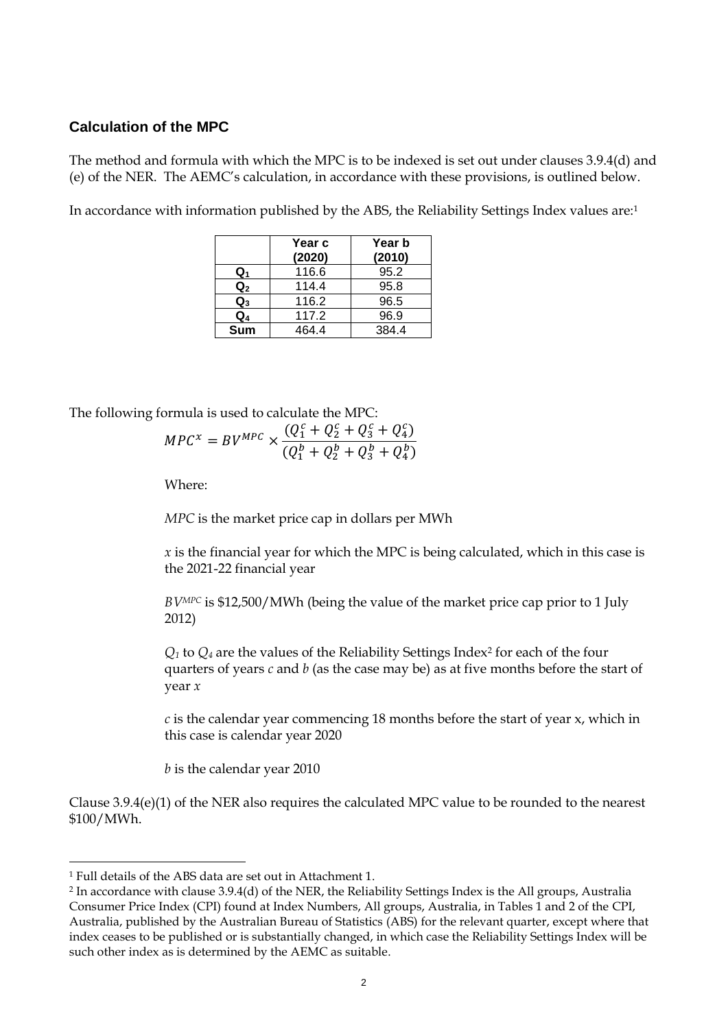### Calculation of the MPC

The method and formula with which the MPC is to be indexed is set out under clauses 3.9.4(d) and (e) of the NER. The AEMC's calculation, in accordance with these provisions, is outlined below.

In accordance with information published by the ABS, the Reliability Settings Index values are:[1]

| | Year c (2020) | Year b (2010) |
|---|---|---|
| $Q_1$ | 116.6 | 95.2 |
| $Q_2$ | 114.4 | 95.8 |
| $Q_3$ | 116.2 | 96.5 |
| $Q_4$ | 117.2 | 96.9 |
| **Sum** | 464.4 | 384.4 |

The following formula is used to calculate the MPC:

$$MPC^x = BV^{MPC} \times \frac{(Q_1^c + Q_2^c + Q_3^c + Q_4^c)}{(Q_1^b + Q_2^b + Q_3^b + Q_4^b)}$$

Where:

*MPC* is the market price cap in dollars per MWh

*x* is the financial year for which the MPC is being calculated, which in this case is the 2021-22 financial year

$BV^{MPC}$ is $12,500/MWh (being the value of the market price cap prior to 1 July 2012)

$Q_1$ to $Q_4$ are the values of the Reliability Settings Index[2] for each of the four quarters of years *c* and *b* (as the case may be) as at five months before the start of year *x*

*c* is the calendar year commencing 18 months before the start of year x, which in this case is calendar year 2020

*b* is the calendar year 2010

Clause 3.9.4(e)(1) of the NER also requires the calculated MPC value to be rounded to the nearest $100/MWh.

---

[1] Full details of the ABS data are set out in Attachment 1.

[2] In accordance with clause 3.9.4(d) of the NER, the Reliability Settings Index is the All groups, Australia Consumer Price Index (CPI) found at Index Numbers, All groups, Australia, in Tables 1 and 2 of the CPI, Australia, published by the Australian Bureau of Statistics (ABS) for the relevant quarter, except where that index ceases to be published or is substantially changed, in which case the Reliability Settings Index will be such other index as is determined by the AEMC as suitable.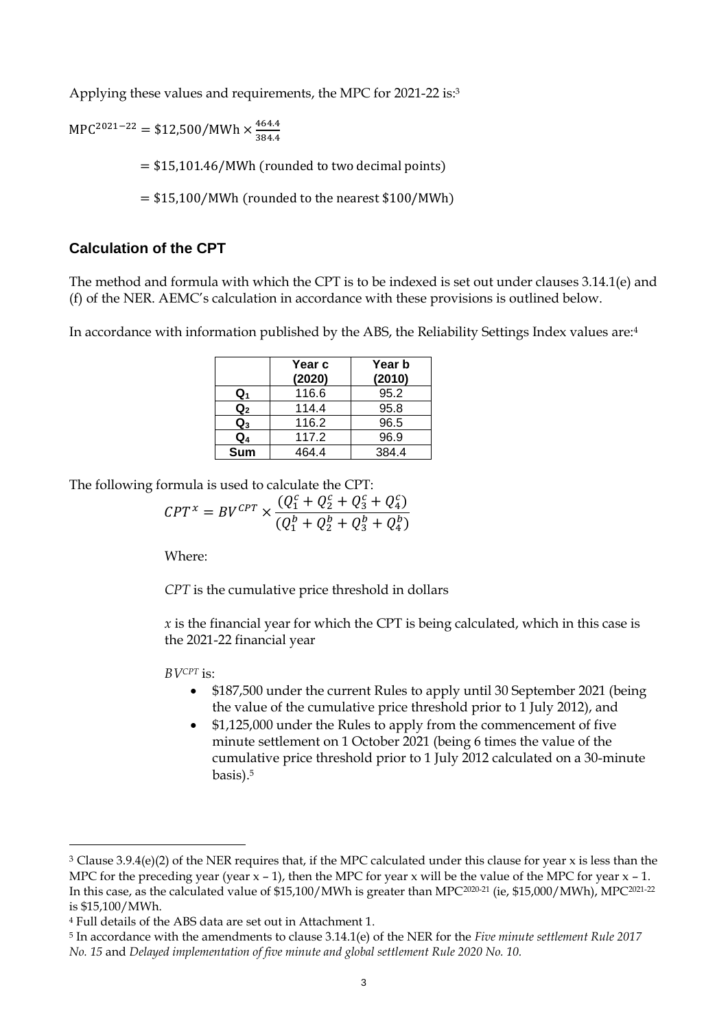Applying these values and requirements, the MPC for 2021-22 is:[3]

$$\text{MPC}^{2021-22} = \$12{,}500/\text{MWh} \times \frac{464.4}{384.4}$$

$$= \$15{,}101.46/\text{MWh (rounded to two decimal points)}$$

$$= \$15{,}100/\text{MWh (rounded to the nearest } \$100/\text{MWh)}$$

## Calculation of the CPT

The method and formula with which the CPT is to be indexed is set out under clauses 3.14.1(e) and (f) of the NER. AEMC's calculation in accordance with these provisions is outlined below.

In accordance with information published by the ABS, the Reliability Settings Index values are:[4]

| | Year c (2020) | Year b (2010) |
|---|---|---|
| **$Q_1$** | 116.6 | 95.2 |
| **$Q_2$** | 114.4 | 95.8 |
| **$Q_3$** | 116.2 | 96.5 |
| **$Q_4$** | 117.2 | 96.9 |
| **Sum** | 464.4 | 384.4 |

The following formula is used to calculate the CPT:

$$CPT^x = BV^{CPT} \times \frac{(Q_1^c + Q_2^c + Q_3^c + Q_4^c)}{(Q_1^b + Q_2^b + Q_3^b + Q_4^b)}$$

Where:

*CPT* is the cumulative price threshold in dollars

*x* is the financial year for which the CPT is being calculated, which in this case is the 2021-22 financial year

$BV^{CPT}$ is:

- $187,500 under the current Rules to apply until 30 September 2021 (being the value of the cumulative price threshold prior to 1 July 2012), and
- $1,125,000 under the Rules to apply from the commencement of five minute settlement on 1 October 2021 (being 6 times the value of the cumulative price threshold prior to 1 July 2012 calculated on a 30-minute basis).[5]

---

[3] Clause 3.9.4(e)(2) of the NER requires that, if the MPC calculated under this clause for year x is less than the MPC for the preceding year (year x – 1), then the MPC for year x will be the value of the MPC for year x – 1. In this case, as the calculated value of $15,100/MWh is greater than $\text{MPC}^{2020-21}$ (ie, $15,000/MWh), $\text{MPC}^{2021-22}$ is $15,100/MWh.

[4] Full details of the ABS data are set out in Attachment 1.

[5] In accordance with the amendments to clause 3.14.1(e) of the NER for the *Five minute settlement Rule 2017 No. 15* and *Delayed implementation of five minute and global settlement Rule 2020 No. 10.*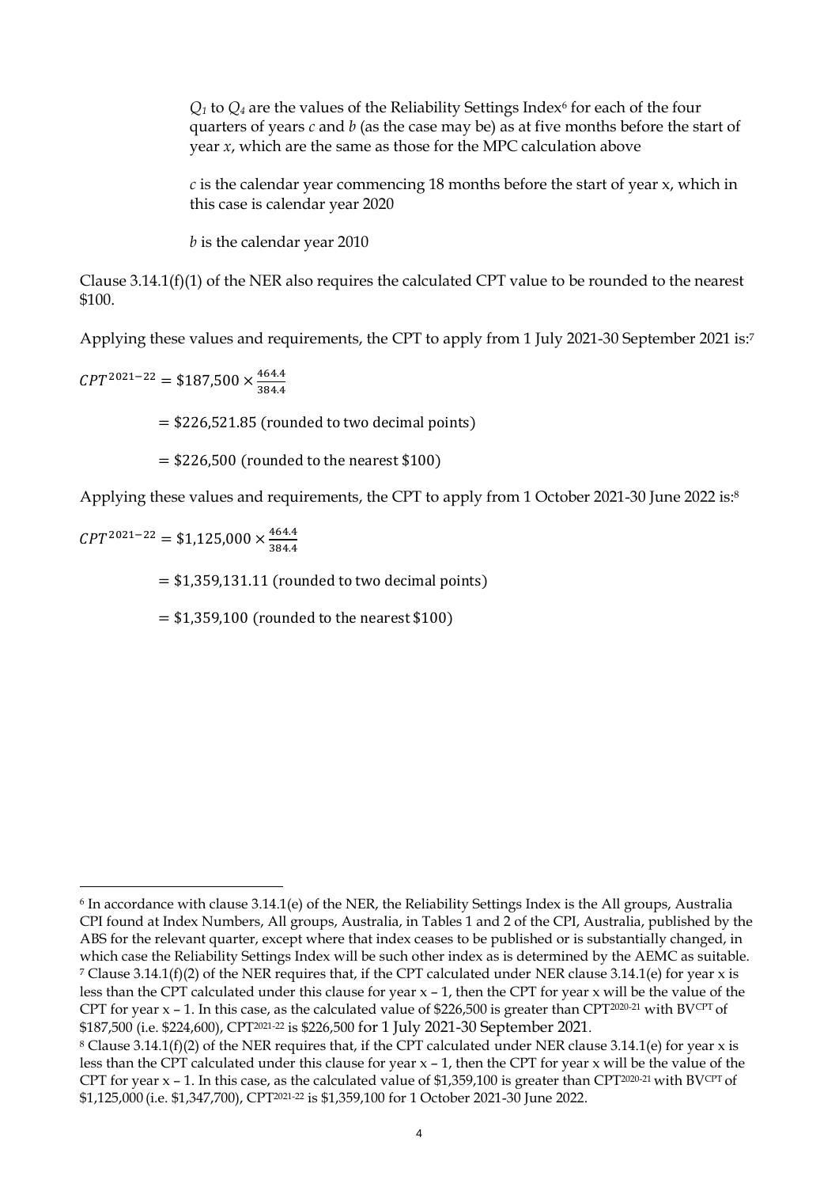$Q_1$ to $Q_4$ are the values of the Reliability Settings Index[6] for each of the four quarters of years $c$ and $b$ (as the case may be) as at five months before the start of year $x$, which are the same as those for the MPC calculation above

$c$ is the calendar year commencing 18 months before the start of year x, which in this case is calendar year 2020

$b$ is the calendar year 2010

Clause 3.14.1(f)(1) of the NER also requires the calculated CPT value to be rounded to the nearest $100.

Applying these values and requirements, the CPT to apply from 1 July 2021-30 September 2021 is:[7]

$$CPT^{2021-22} = \$187{,}500 \times \frac{464.4}{384.4}$$

$$= \$226{,}521.85 \text{ (rounded to two decimal points)}$$

$$= \$226{,}500 \text{ (rounded to the nearest \$100)}$$

Applying these values and requirements, the CPT to apply from 1 October 2021-30 June 2022 is:[8]

$$CPT^{2021-22} = \$1{,}125{,}000 \times \frac{464.4}{384.4}$$

$$= \$1{,}359{,}131.11 \text{ (rounded to two decimal points)}$$

$$= \$1{,}359{,}100 \text{ (rounded to the nearest \$100)}$$

---

[6] In accordance with clause 3.14.1(e) of the NER, the Reliability Settings Index is the All groups, Australia CPI found at Index Numbers, All groups, Australia, in Tables 1 and 2 of the CPI, Australia, published by the ABS for the relevant quarter, except where that index ceases to be published or is substantially changed, in which case the Reliability Settings Index will be such other index as is determined by the AEMC as suitable.

[7] Clause 3.14.1(f)(2) of the NER requires that, if the CPT calculated under NER clause 3.14.1(e) for year x is less than the CPT calculated under this clause for year x – 1, then the CPT for year x will be the value of the CPT for year x – 1. In this case, as the calculated value of $226,500 is greater than $CPT^{2020-21}$ with $BV^{CPT}$ of $187,500 (i.e. $224,600), $CPT^{2021-22}$ is $226,500 for 1 July 2021-30 September 2021.

[8] Clause 3.14.1(f)(2) of the NER requires that, if the CPT calculated under NER clause 3.14.1(e) for year x is less than the CPT calculated under this clause for year x – 1, then the CPT for year x will be the value of the CPT for year x – 1. In this case, as the calculated value of $1,359,100 is greater than $CPT^{2020-21}$ with $BV^{CPT}$ of $1,125,000 (i.e. $1,347,700), $CPT^{2021-22}$ is $1,359,100 for 1 October 2021-30 June 2022.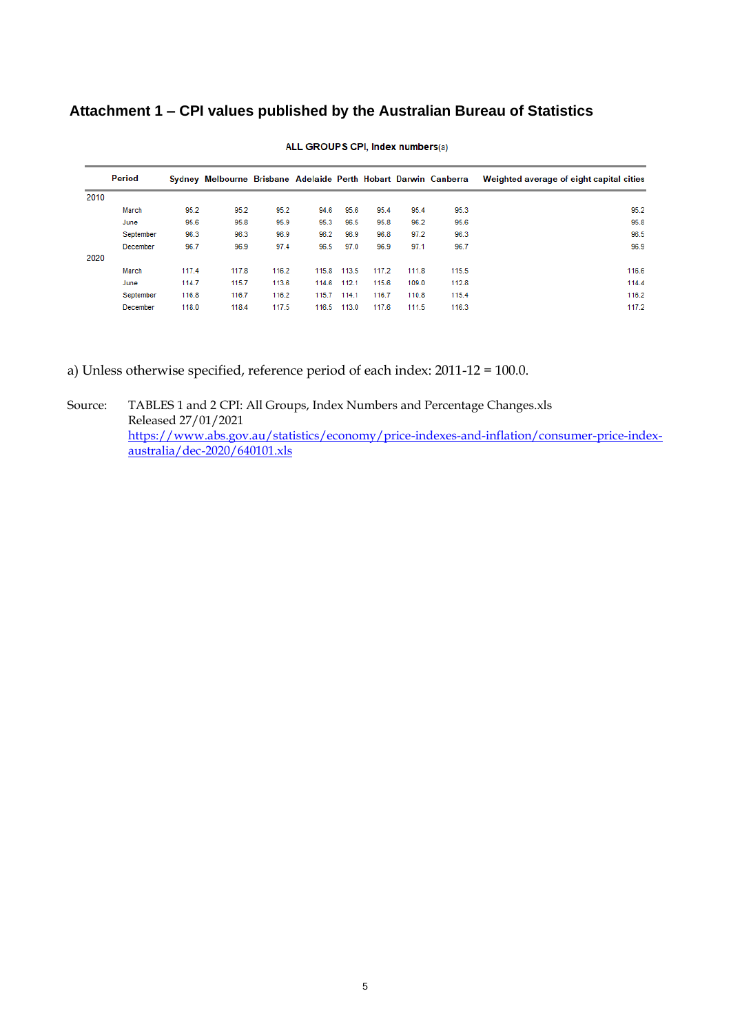## Attachment 1 – CPI values published by the Australian Bureau of Statistics

ALL GROUPS CPI, Index numbers(a)

| | Period | Sydney | Melbourne | Brisbane | Adelaide | Perth | Hobart | Darwin | Canberra | Weighted average of eight capital cities |
|---|---|---|---|---|---|---|---|---|---|---|
| 2010 | | | | | | | | | | |
| | March | 95.2 | 95.2 | 95.2 | 94.6 | 95.6 | 95.4 | 95.4 | 95.3 | 95.2 |
| | June | 95.6 | 95.8 | 95.9 | 95.3 | 96.5 | 95.8 | 96.2 | 95.6 | 95.8 |
| | September | 96.3 | 96.3 | 96.9 | 96.2 | 96.9 | 96.8 | 97.2 | 96.3 | 96.5 |
| | December | 96.7 | 96.9 | 97.4 | 96.5 | 97.0 | 96.9 | 97.1 | 96.7 | 96.9 |
| 2020 | | | | | | | | | | |
| | March | 117.4 | 117.8 | 116.2 | 115.8 | 113.5 | 117.2 | 111.8 | 115.5 | 116.6 |
| | June | 114.7 | 115.7 | 113.6 | 114.6 | 112.1 | 115.6 | 109.0 | 112.8 | 114.4 |
| | September | 116.8 | 116.7 | 116.2 | 115.7 | 114.1 | 116.7 | 110.8 | 115.4 | 116.2 |
| | December | 118.0 | 118.4 | 117.5 | 116.5 | 113.0 | 117.6 | 111.5 | 116.3 | 117.2 |

a) Unless otherwise specified, reference period of each index: 2011-12 = 100.0.

Source: TABLES 1 and 2 CPI: All Groups, Index Numbers and Percentage Changes.xls
Released 27/01/2021
https://www.abs.gov.au/statistics/economy/price-indexes-and-inflation/consumer-price-index-australia/dec-2020/640101.xls